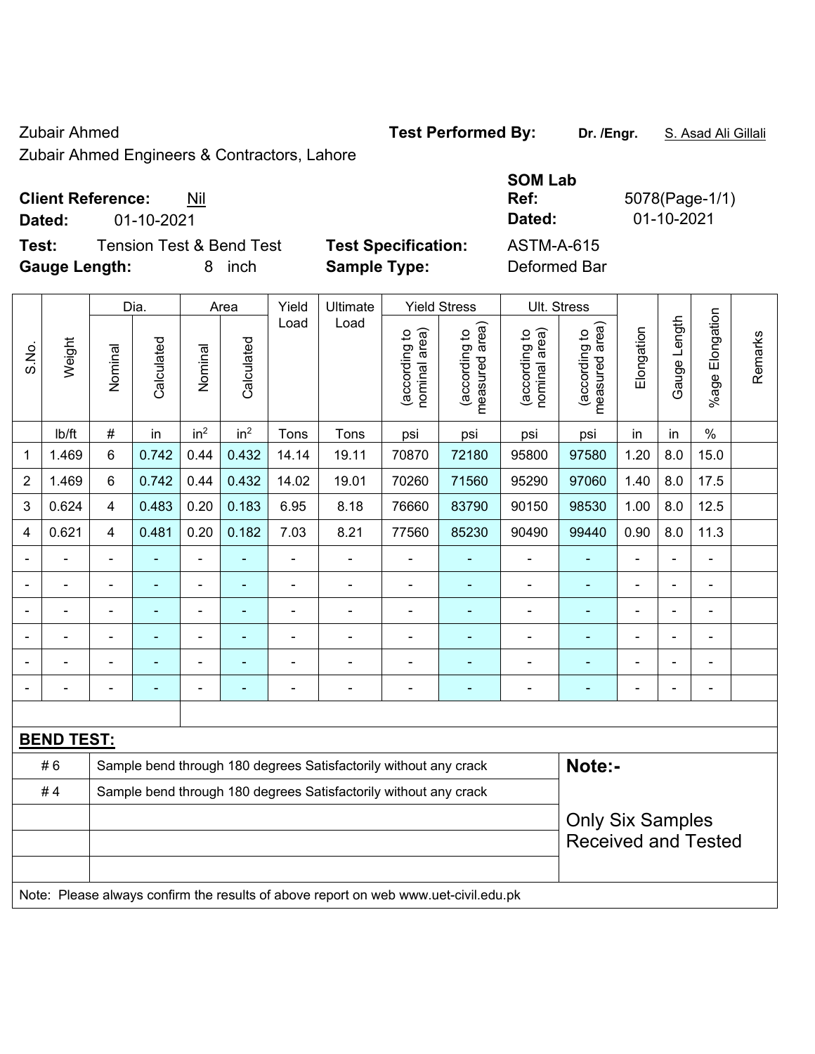Zubair Ahmed

Zubair Ahmed Engineers & Contractors, Lahore

**Test Performed By:** **Dr. /Engr.** S. Asad Ali Gillali

**Client Reference:** Nil

**Dated:** 01-10-2021

**SOM Lab Ref:** 5078(Page-1/1)

**Dated:** 01-10-2021

**Test:** Tension Test & Bend Test

**Test Specification:** ASTM-A-615

**Gauge Length:** 8 inch

**Sample Type:** Deformed Bar

| S.No. | Weight | Dia. | | Area | | Yield Load | Ultimate Load | Yield Stress | | Ult. Stress | | Elongation | Gauge Length | %age Elongation | Remarks |
|---|---|---|---|---|---|---|---|---|---|---|---|---|---|---|---|
| | | Nominal | Calculated | Nominal | Calculated | | | (according to nominal area) | (according to measured area) | (according to nominal area) | (according to measured area) | | | | |
| | lb/ft | # | in | in$^2$ | in$^2$ | Tons | Tons | psi | psi | psi | psi | in | in | % | |
| 1 | 1.469 | 6 | 0.742 | 0.44 | 0.432 | 14.14 | 19.11 | 70870 | 72180 | 95800 | 97580 | 1.20 | 8.0 | 15.0 | |
| 2 | 1.469 | 6 | 0.742 | 0.44 | 0.432 | 14.02 | 19.01 | 70260 | 71560 | 95290 | 97060 | 1.40 | 8.0 | 17.5 | |
| 3 | 0.624 | 4 | 0.483 | 0.20 | 0.183 | 6.95 | 8.18 | 76660 | 83790 | 90150 | 98530 | 1.00 | 8.0 | 12.5 | |
| 4 | 0.621 | 4 | 0.481 | 0.20 | 0.182 | 7.03 | 8.21 | 77560 | 85230 | 90490 | 99440 | 0.90 | 8.0 | 11.3 | |
| - | - | - | - | - | - | - | - | - | - | - | - | - | - | - | |
| - | - | - | - | - | - | - | - | - | - | - | - | - | - | - | |
| - | - | - | - | - | - | - | - | - | - | - | - | - | - | - | |
| - | - | - | - | - | - | - | - | - | - | - | - | - | - | - | |
| - | - | - | - | - | - | - | - | - | - | - | - | - | - | - | |
| - | - | - | - | - | - | - | - | - | - | - | - | - | - | - | |

**BEND TEST:**

| | | |
|---|---|---|
| # 6 | Sample bend through 180 degrees Satisfactorily without any crack | **Note:-** |
| # 4 | Sample bend through 180 degrees Satisfactorily without any crack | Only Six Samples Received and Tested |

Note: Please always confirm the results of above report on web www.uet-civil.edu.pk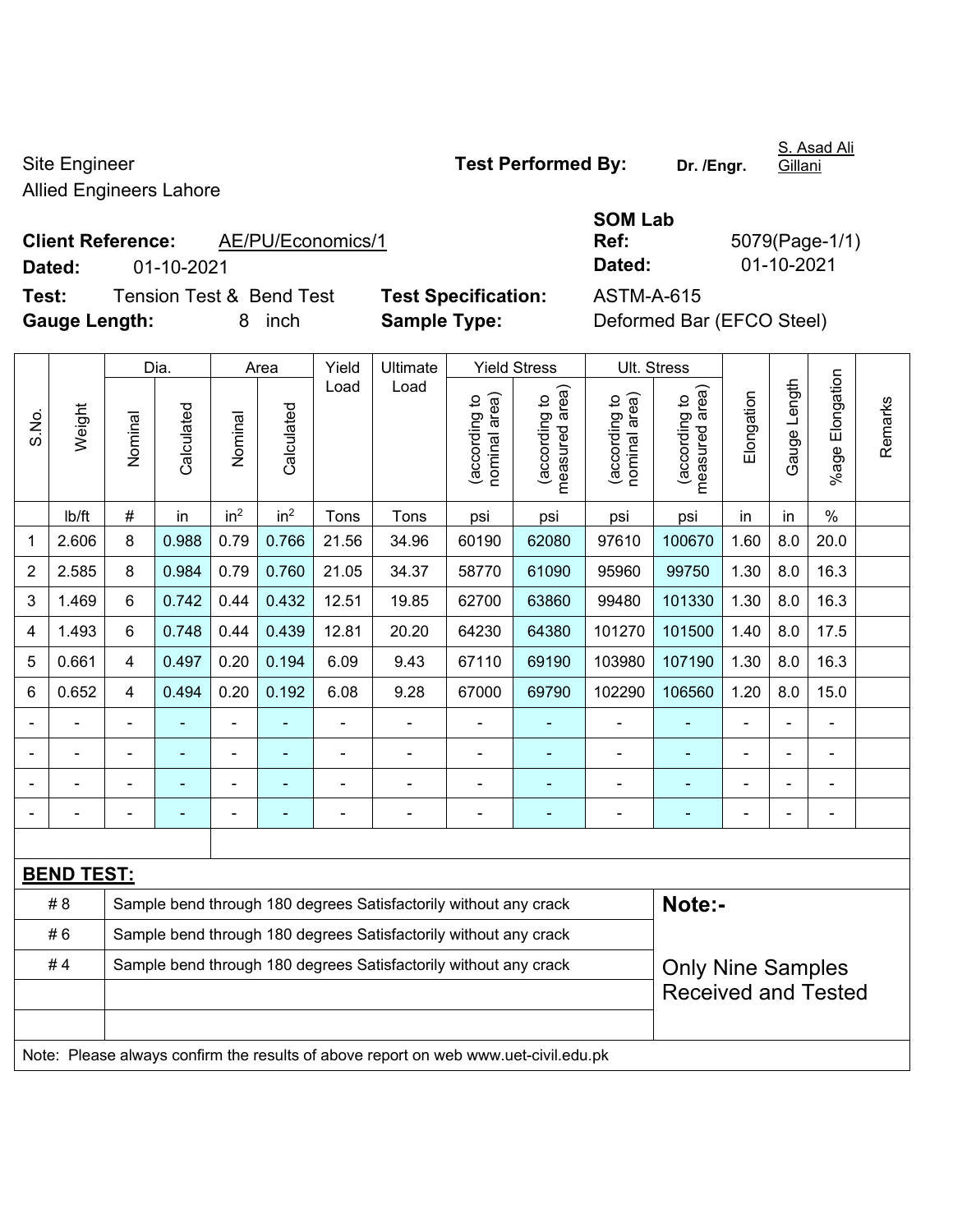Site Engineer
Allied Engineers Lahore

**Test Performed By:** **Dr. /Engr.** S. Asad Ali Gillani

**Client Reference:** AE/PU/Economics/1
**Dated:** 01-10-2021

**SOM Lab Ref:** 5079(Page-1/1)
**Dated:** 01-10-2021

**Test:** Tension Test & Bend Test
**Gauge Length:** 8 inch

**Test Specification:** ASTM-A-615
**Sample Type:** Deformed Bar (EFCO Steel)

| S.No. | Weight | Dia. | | Area | | Yield Load | Ultimate Load | Yield Stress | | Ult. Stress | | Elongation | Gauge Length | %age Elongation | Remarks |
|---|---|---|---|---|---|---|---|---|---|---|---|---|---|---|---|
| | | Nominal | Calculated | Nominal | Calculated | | | (according to nominal area) | (according to measured area) | (according to nominal area) | (according to measured area) | | | | |
| | lb/ft | # | in | $in^2$ | $in^2$ | Tons | Tons | psi | psi | psi | psi | in | in | % | |
| 1 | 2.606 | 8 | 0.988 | 0.79 | 0.766 | 21.56 | 34.96 | 60190 | 62080 | 97610 | 100670 | 1.60 | 8.0 | 20.0 | |
| 2 | 2.585 | 8 | 0.984 | 0.79 | 0.760 | 21.05 | 34.37 | 58770 | 61090 | 95960 | 99750 | 1.30 | 8.0 | 16.3 | |
| 3 | 1.469 | 6 | 0.742 | 0.44 | 0.432 | 12.51 | 19.85 | 62700 | 63860 | 99480 | 101330 | 1.30 | 8.0 | 16.3 | |
| 4 | 1.493 | 6 | 0.748 | 0.44 | 0.439 | 12.81 | 20.20 | 64230 | 64380 | 101270 | 101500 | 1.40 | 8.0 | 17.5 | |
| 5 | 0.661 | 4 | 0.497 | 0.20 | 0.194 | 6.09 | 9.43 | 67110 | 69190 | 103980 | 107190 | 1.30 | 8.0 | 16.3 | |
| 6 | 0.652 | 4 | 0.494 | 0.20 | 0.192 | 6.08 | 9.28 | 67000 | 69790 | 102290 | 106560 | 1.20 | 8.0 | 15.0 | |
| - | - | - | - | - | - | - | - | - | - | - | - | - | - | - | |
| - | - | - | - | - | - | - | - | - | - | - | - | - | - | - | |
| - | - | - | - | - | - | - | - | - | - | - | - | - | - | - | |
| - | - | - | - | - | - | - | - | - | - | - | - | - | - | - | |

**BEND TEST:**

| | | |
|---|---|---|
| # 8 | Sample bend through 180 degrees Satisfactorily without any crack | **Note:-** |
| # 6 | Sample bend through 180 degrees Satisfactorily without any crack | |
| # 4 | Sample bend through 180 degrees Satisfactorily without any crack | Only Nine Samples Received and Tested |

Note: Please always confirm the results of above report on web www.uet-civil.edu.pk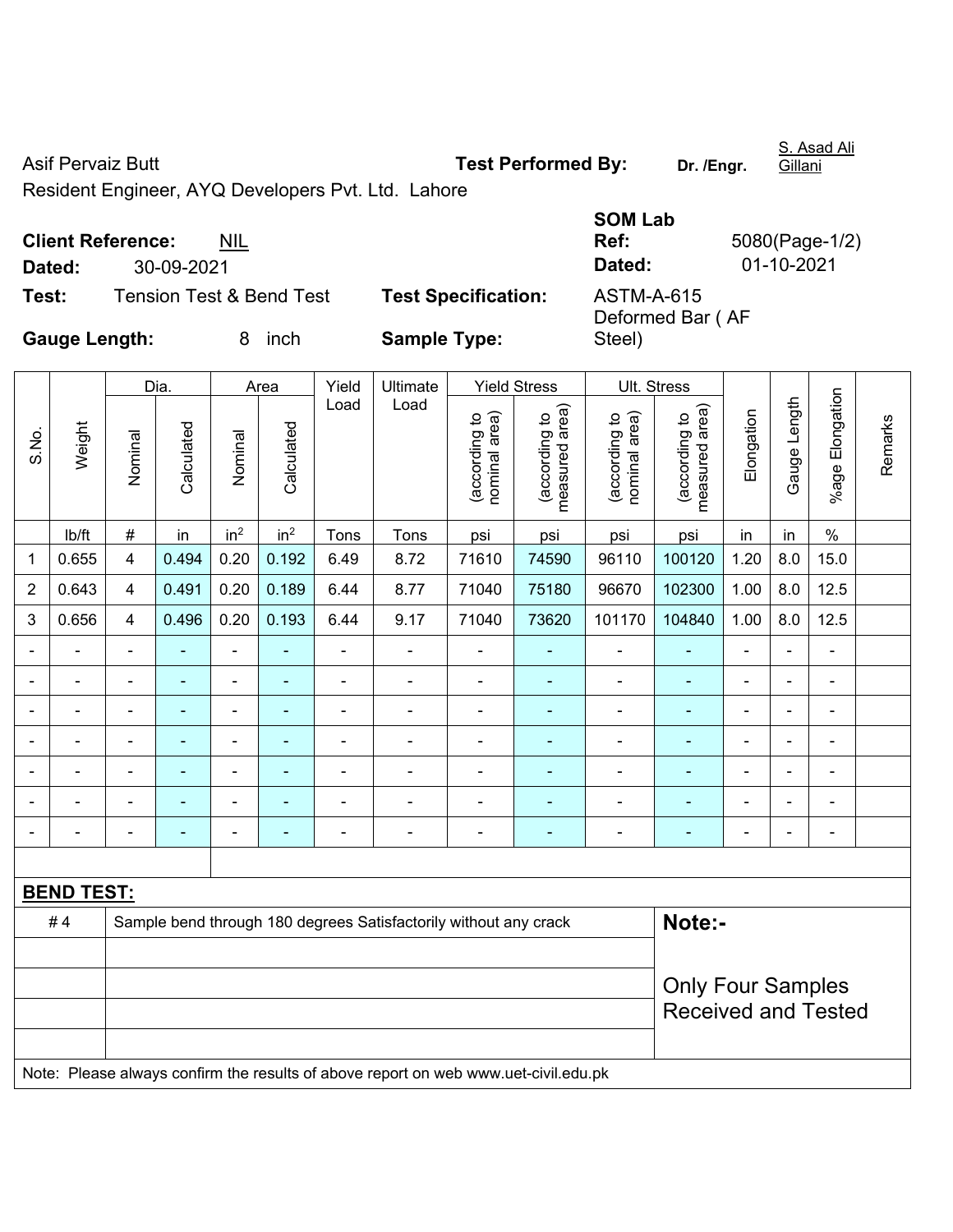Asif Pervaiz Butt

Resident Engineer, AYQ Developers Pvt. Ltd. Lahore

**Test Performed By:** **Dr. /Engr.** S. Asad Ali Gillani

**Client Reference:** NIL

**Dated:** 30-09-2021

**SOM Lab Ref:** 5080(Page-1/2)

**Dated:** 01-10-2021

**Test:** Tension Test & Bend Test

**Test Specification:** ASTM-A-615

**Gauge Length:** 8 inch

**Sample Type:** Deformed Bar ( AF Steel)

| S.No. | Weight | Dia. | | Area | | Yield Load | Ultimate Load | Yield Stress | | Ult. Stress | | Elongation | Gauge Length | %age Elongation | Remarks |
|---|---|---|---|---|---|---|---|---|---|---|---|---|---|---|---|
| | | Nominal | Calculated | Nominal | Calculated | | | (according to nominal area) | (according to measured area) | (according to nominal area) | (according to measured area) | | | | |
| | lb/ft | # | in | $in^2$ | $in^2$ | Tons | Tons | psi | psi | psi | psi | in | in | % | |
| 1 | 0.655 | 4 | 0.494 | 0.20 | 0.192 | 6.49 | 8.72 | 71610 | 74590 | 96110 | 100120 | 1.20 | 8.0 | 15.0 | |
| 2 | 0.643 | 4 | 0.491 | 0.20 | 0.189 | 6.44 | 8.77 | 71040 | 75180 | 96670 | 102300 | 1.00 | 8.0 | 12.5 | |
| 3 | 0.656 | 4 | 0.496 | 0.20 | 0.193 | 6.44 | 9.17 | 71040 | 73620 | 101170 | 104840 | 1.00 | 8.0 | 12.5 | |
| - | - | - | - | - | - | - | - | - | - | - | - | - | - | - | |
| - | - | - | - | - | - | - | - | - | - | - | - | - | - | - | |
| - | - | - | - | - | - | - | - | - | - | - | - | - | - | - | |
| - | - | - | - | - | - | - | - | - | - | - | - | - | - | - | |
| - | - | - | - | - | - | - | - | - | - | - | - | - | - | - | |
| - | - | - | - | - | - | - | - | - | - | - | - | - | - | - | |
| - | - | - | - | - | - | - | - | - | - | - | - | - | - | - | |

**BEND TEST:**

| | | |
|---|---|---|
| # 4 | Sample bend through 180 degrees Satisfactorily without any crack | **Note:-** Only Four Samples Received and Tested |

Note: Please always confirm the results of above report on web www.uet-civil.edu.pk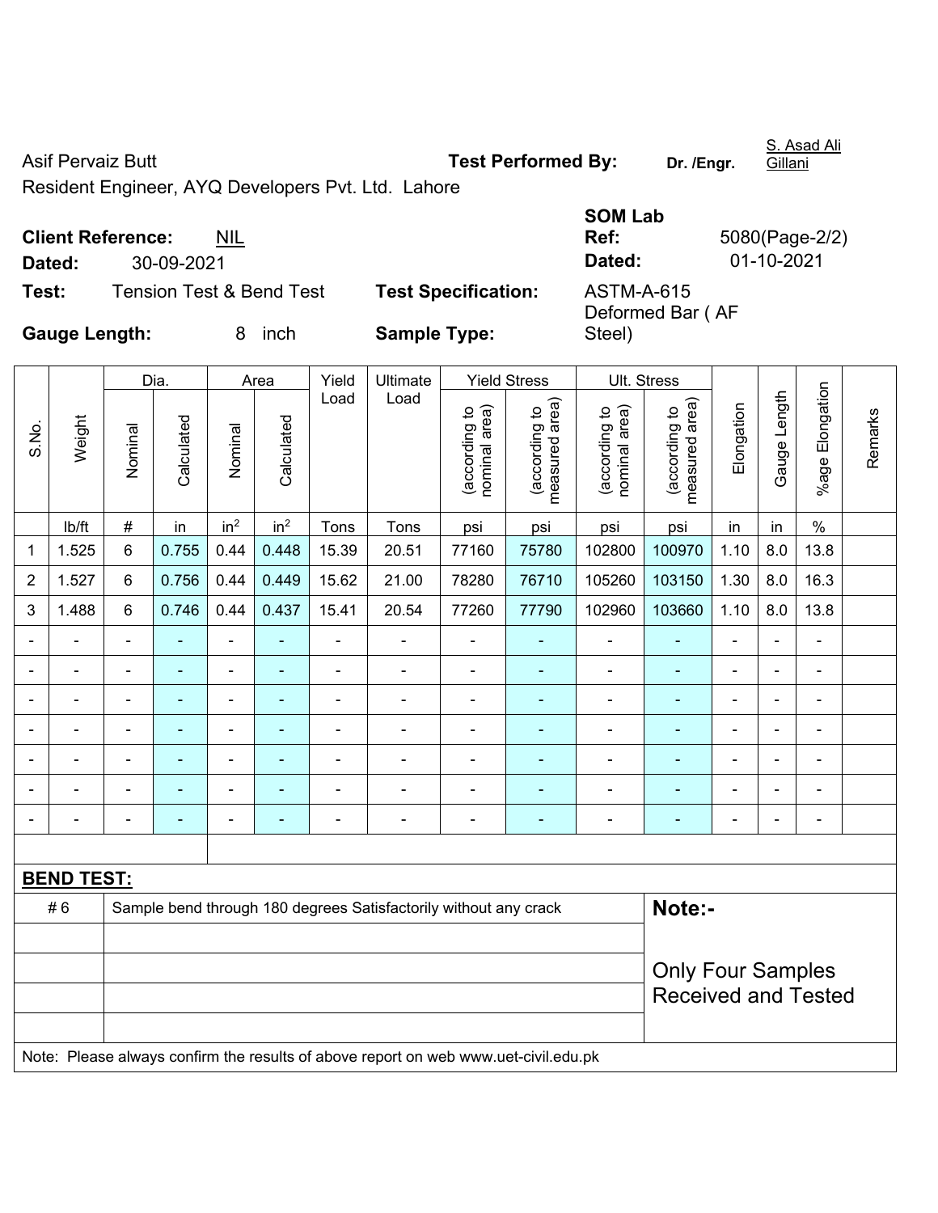Asif Pervaiz Butt

Resident Engineer, AYQ Developers Pvt. Ltd. Lahore

**Test Performed By:** **Dr. /Engr.** S. Asad Ali Gillani

**Client Reference:** NIL

**Dated:** 30-09-2021

**SOM Lab Ref:** 5080(Page-2/2)

**Dated:** 01-10-2021

**Test:** Tension Test & Bend Test

**Test Specification:** ASTM-A-615

**Gauge Length:** 8 inch

**Sample Type:** Deformed Bar ( AF Steel)

| S.No. | Weight | Dia. | | Area | | Yield Load | Ultimate Load | Yield Stress | | Ult. Stress | | Elongation | Gauge Length | %age Elongation | Remarks |
|---|---|---|---|---|---|---|---|---|---|---|---|---|---|---|---|
| | | Nominal | Calculated | Nominal | Calculated | | | (according to nominal area) | (according to measured area) | (according to nominal area) | (according to measured area) | | | | |
| | lb/ft | # | in | $in^2$ | $in^2$ | Tons | Tons | psi | psi | psi | psi | in | in | % | |
| 1 | 1.525 | 6 | 0.755 | 0.44 | 0.448 | 15.39 | 20.51 | 77160 | 75780 | 102800 | 100970 | 1.10 | 8.0 | 13.8 | |
| 2 | 1.527 | 6 | 0.756 | 0.44 | 0.449 | 15.62 | 21.00 | 78280 | 76710 | 105260 | 103150 | 1.30 | 8.0 | 16.3 | |
| 3 | 1.488 | 6 | 0.746 | 0.44 | 0.437 | 15.41 | 20.54 | 77260 | 77790 | 102960 | 103660 | 1.10 | 8.0 | 13.8 | |
| - | - | - | - | - | - | - | - | - | - | - | - | - | - | - | |
| - | - | - | - | - | - | - | - | - | - | - | - | - | - | - | |
| - | - | - | - | - | - | - | - | - | - | - | - | - | - | - | |
| - | - | - | - | - | - | - | - | - | - | - | - | - | - | - | |
| - | - | - | - | - | - | - | - | - | - | - | - | - | - | - | |
| - | - | - | - | - | - | - | - | - | - | - | - | - | - | - | |
| - | - | - | - | - | - | - | - | - | - | - | - | - | - | - | |

**BEND TEST:**

| | | |
|---|---|---|
| # 6 | Sample bend through 180 degrees Satisfactorily without any crack | **Note:-** |
| | | Only Four Samples Received and Tested |
| | | |
| | | |
| | | |

Note: Please always confirm the results of above report on web www.uet-civil.edu.pk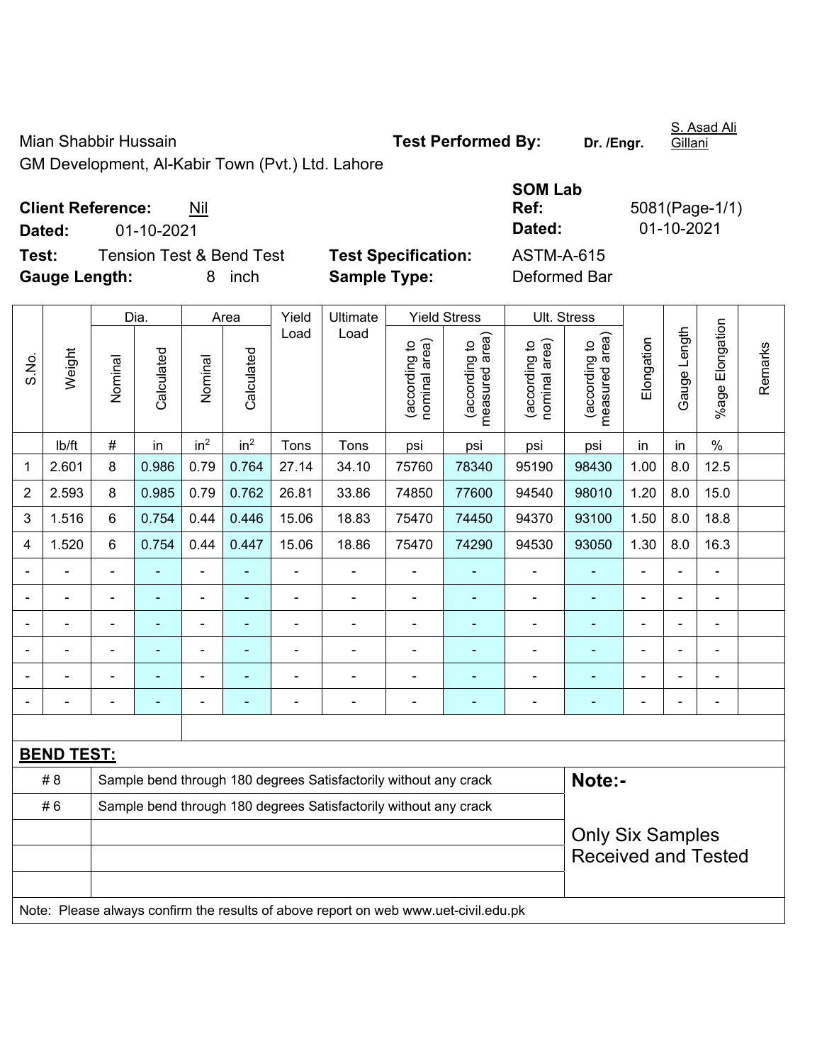Mian Shabbir Hussain

GM Development, Al-Kabir Town (Pvt.) Ltd. Lahore

**Test Performed By:** **Dr. /Engr.** S. Asad Ali Gillani

**Client Reference:** Nil

**Dated:** 01-10-2021

**SOM Lab Ref:** 5081(Page-1/1)

**Dated:** 01-10-2021

**Test:** Tension Test & Bend Test

**Test Specification:** ASTM-A-615

**Gauge Length:** 8 inch

**Sample Type:** Deformed Bar

| S.No. | Weight | Dia. | | Area | | Yield Load | Ultimate Load | Yield Stress | | Ult. Stress | | Elongation | Gauge Length | %age Elongation | Remarks |
|---|---|---|---|---|---|---|---|---|---|---|---|---|---|---|---|
| | | Nominal | Calculated | Nominal | Calculated | | | (according to nominal area) | (according to measured area) | (according to nominal area) | (according to measured area) | | | | |
| | lb/ft | # | in | $in^2$ | $in^2$ | Tons | Tons | psi | psi | psi | psi | in | in | % | |
| 1 | 2.601 | 8 | 0.986 | 0.79 | 0.764 | 27.14 | 34.10 | 75760 | 78340 | 95190 | 98430 | 1.00 | 8.0 | 12.5 | |
| 2 | 2.593 | 8 | 0.985 | 0.79 | 0.762 | 26.81 | 33.86 | 74850 | 77600 | 94540 | 98010 | 1.20 | 8.0 | 15.0 | |
| 3 | 1.516 | 6 | 0.754 | 0.44 | 0.446 | 15.06 | 18.83 | 75470 | 74450 | 94370 | 93100 | 1.50 | 8.0 | 18.8 | |
| 4 | 1.520 | 6 | 0.754 | 0.44 | 0.447 | 15.06 | 18.86 | 75470 | 74290 | 94530 | 93050 | 1.30 | 8.0 | 16.3 | |
| - | - | - | - | - | - | - | - | - | - | - | - | - | - | - | |
| - | - | - | - | - | - | - | - | - | - | - | - | - | - | - | |
| - | - | - | - | - | - | - | - | - | - | - | - | - | - | - | |
| - | - | - | - | - | - | - | - | - | - | - | - | - | - | - | |
| - | - | - | - | - | - | - | - | - | - | - | - | - | - | - | |
| - | - | - | - | - | - | - | - | - | - | - | - | - | - | - | |

**BEND TEST:**

| | | |
|---|---|---|
| # 8 | Sample bend through 180 degrees Satisfactorily without any crack | **Note:-** |
| # 6 | Sample bend through 180 degrees Satisfactorily without any crack | Only Six Samples Received and Tested |

Note: Please always confirm the results of above report on web www.uet-civil.edu.pk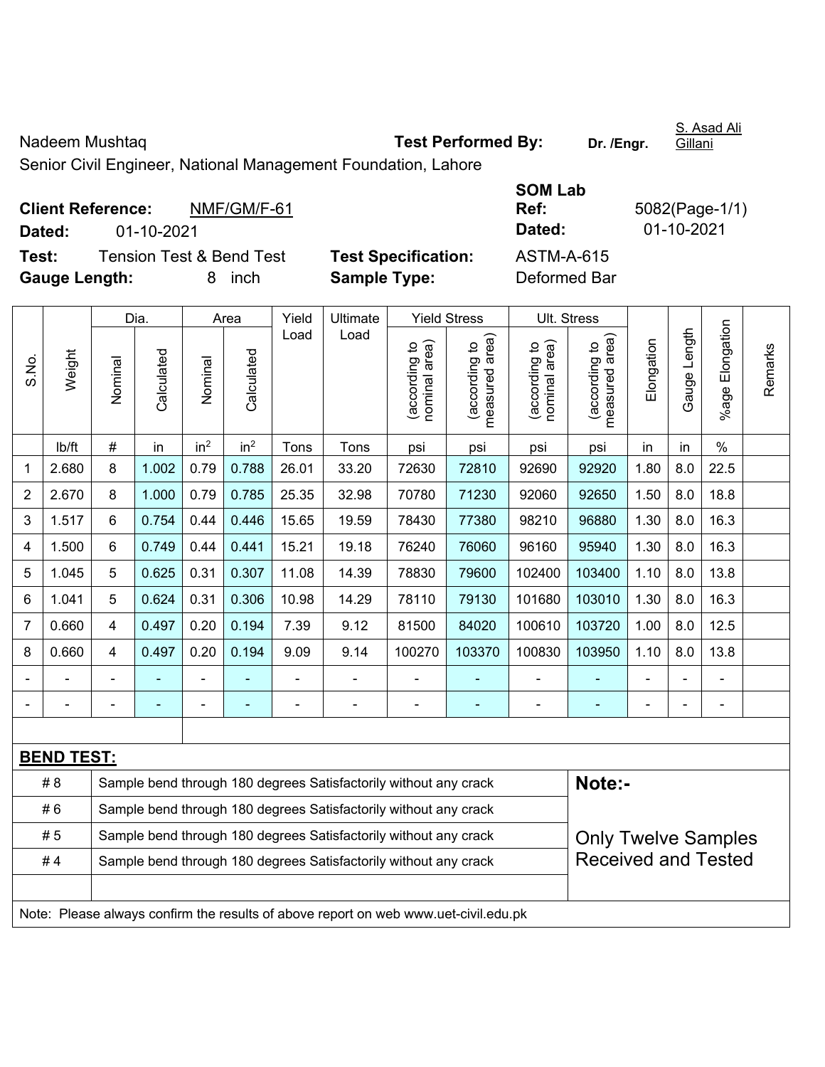Nadeem Mushtaq **Test Performed By:** **Dr. /Engr.** S. Asad Ali Gillani

Senior Civil Engineer, National Management Foundation, Lahore

**Client Reference:** NMF/GM/F-61 **SOM Lab Ref:** 5082(Page-1/1)

**Dated:** 01-10-2021 **Dated:** 01-10-2021

**Test:** Tension Test & Bend Test **Test Specification:** ASTM-A-615

**Gauge Length:** 8 inch **Sample Type:** Deformed Bar

| S.No. | Weight | Dia. | | Area | | Yield Load | Ultimate Load | Yield Stress | | Ult. Stress | | Elongation | Gauge Length | %age Elongation | Remarks |
|---|---|---|---|---|---|---|---|---|---|---|---|---|---|---|---|
| | | Nominal | Calculated | Nominal | Calculated | | | (according to nominal area) | (according to measured area) | (according to nominal area) | (according to measured area) | | | | |
| | lb/ft | # | in | in$^2$ | in$^2$ | Tons | Tons | psi | psi | psi | psi | in | in | % | |
| 1 | 2.680 | 8 | 1.002 | 0.79 | 0.788 | 26.01 | 33.20 | 72630 | 72810 | 92690 | 92920 | 1.80 | 8.0 | 22.5 | |
| 2 | 2.670 | 8 | 1.000 | 0.79 | 0.785 | 25.35 | 32.98 | 70780 | 71230 | 92060 | 92650 | 1.50 | 8.0 | 18.8 | |
| 3 | 1.517 | 6 | 0.754 | 0.44 | 0.446 | 15.65 | 19.59 | 78430 | 77380 | 98210 | 96880 | 1.30 | 8.0 | 16.3 | |
| 4 | 1.500 | 6 | 0.749 | 0.44 | 0.441 | 15.21 | 19.18 | 76240 | 76060 | 96160 | 95940 | 1.30 | 8.0 | 16.3 | |
| 5 | 1.045 | 5 | 0.625 | 0.31 | 0.307 | 11.08 | 14.39 | 78830 | 79600 | 102400 | 103400 | 1.10 | 8.0 | 13.8 | |
| 6 | 1.041 | 5 | 0.624 | 0.31 | 0.306 | 10.98 | 14.29 | 78110 | 79130 | 101680 | 103010 | 1.30 | 8.0 | 16.3 | |
| 7 | 0.660 | 4 | 0.497 | 0.20 | 0.194 | 7.39 | 9.12 | 81500 | 84020 | 100610 | 103720 | 1.00 | 8.0 | 12.5 | |
| 8 | 0.660 | 4 | 0.497 | 0.20 | 0.194 | 9.09 | 9.14 | 100270 | 103370 | 100830 | 103950 | 1.10 | 8.0 | 13.8 | |
| - | - | - | - | - | - | - | - | - | - | - | - | - | - | - | |
| - | - | - | - | - | - | - | - | - | - | - | - | - | - | - | |

**BEND TEST:**

| | | |
|---|---|---|
| # 8 | Sample bend through 180 degrees Satisfactorily without any crack | **Note:-** |
| # 6 | Sample bend through 180 degrees Satisfactorily without any crack | |
| # 5 | Sample bend through 180 degrees Satisfactorily without any crack | Only Twelve Samples Received and Tested |
| # 4 | Sample bend through 180 degrees Satisfactorily without any crack | |

Note: Please always confirm the results of above report on web www.uet-civil.edu.pk